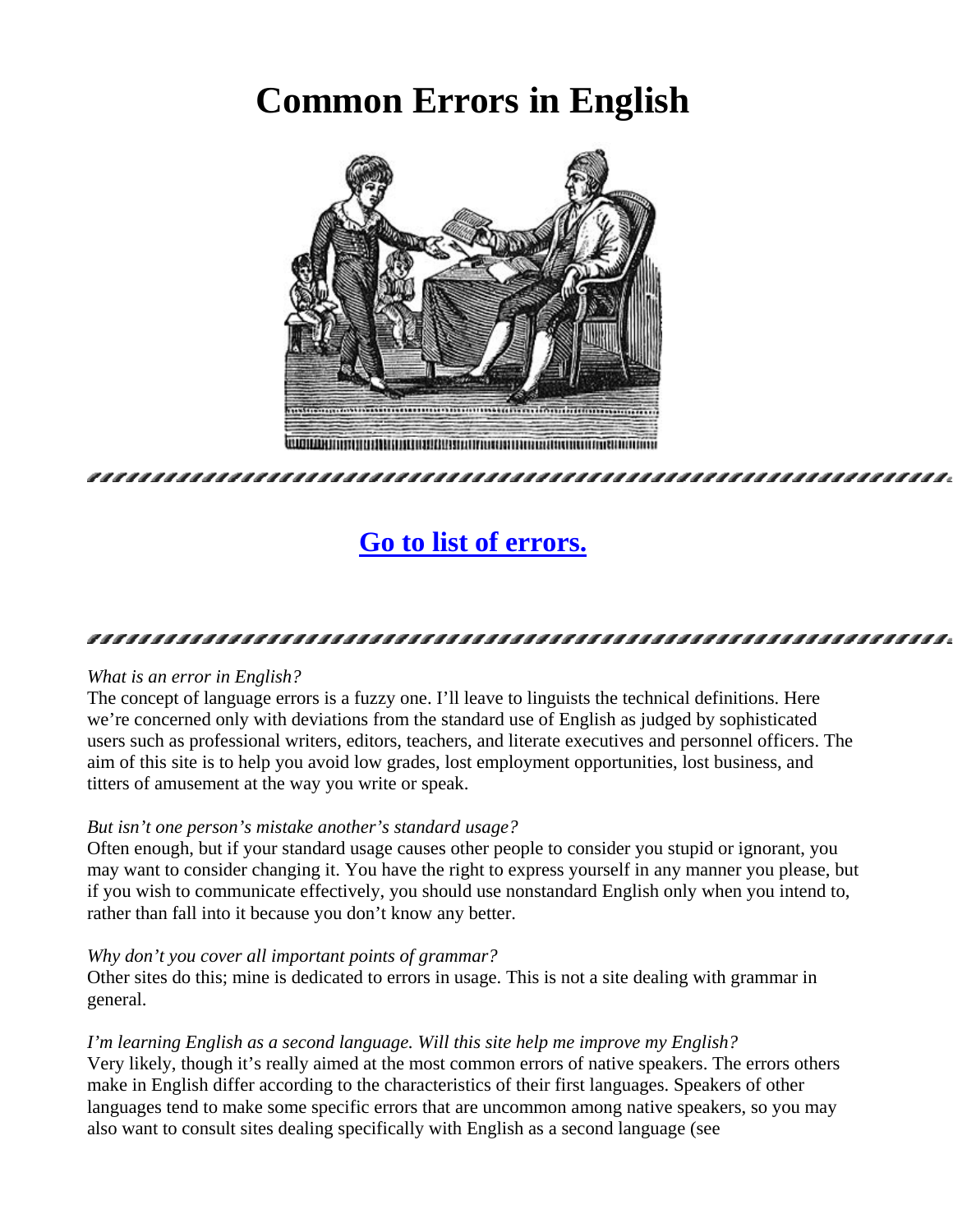# Common Errors in English

## Go to list of errors.

*What is an error in English?*
The concept of language errors is a fuzzy one. I'll leave to linguists the technical definitions. Here we're concerned only with deviations from the standard use of English as judged by sophisticated users such as professional writers, editors, teachers, and literate executives and personnel officers. The aim of this site is to help you avoid low grades, lost employment opportunities, lost business, and titters of amusement at the way you write or speak.

*But isn't one person's mistake another's standard usage?*
Often enough, but if your standard usage causes other people to consider you stupid or ignorant, you may want to consider changing it. You have the right to express yourself in any manner you please, but if you wish to communicate effectively, you should use nonstandard English only when you intend to, rather than fall into it because you don't know any better.

*Why don't you cover all important points of grammar?*
Other sites do this; mine is dedicated to errors in usage. This is not a site dealing with grammar in general.

*I'm learning English as a second language. Will this site help me improve my English?*
Very likely, though it's really aimed at the most common errors of native speakers. The errors others make in English differ according to the characteristics of their first languages. Speakers of other languages tend to make some specific errors that are uncommon among native speakers, so you may also want to consult sites dealing specifically with English as a second language (see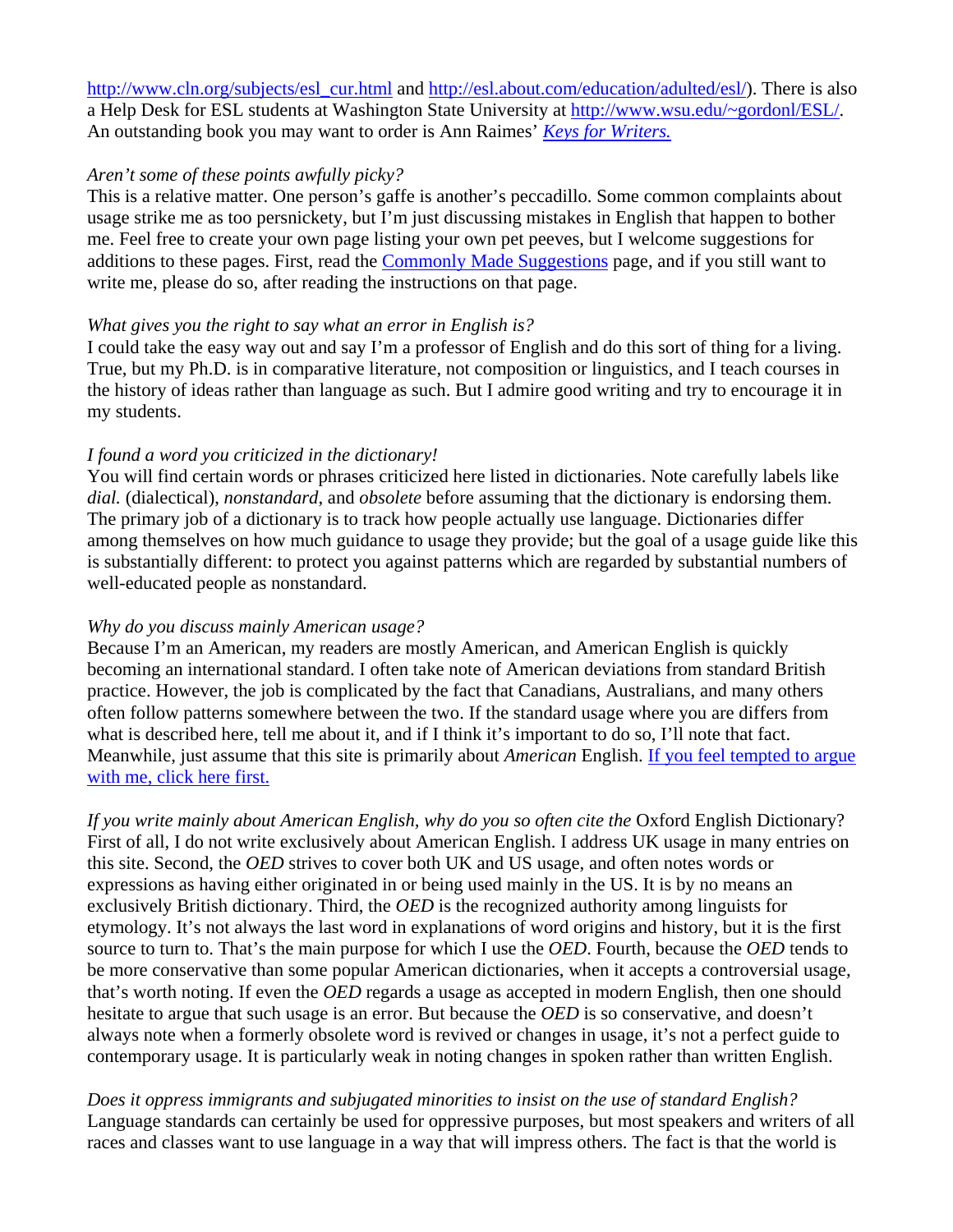http://www.cln.org/subjects/esl_cur.html and http://esl.about.com/education/adulted/esl/). There is also a Help Desk for ESL students at Washington State University at http://www.wsu.edu/~gordonl/ESL/. An outstanding book you may want to order is Ann Raimes' *Keys for Writers.*

*Aren't some of these points awfully picky?*
This is a relative matter. One person's gaffe is another's peccadillo. Some common complaints about usage strike me as too persnickety, but I'm just discussing mistakes in English that happen to bother me. Feel free to create your own page listing your own pet peeves, but I welcome suggestions for additions to these pages. First, read the Commonly Made Suggestions page, and if you still want to write me, please do so, after reading the instructions on that page.

*What gives you the right to say what an error in English is?*
I could take the easy way out and say I'm a professor of English and do this sort of thing for a living. True, but my Ph.D. is in comparative literature, not composition or linguistics, and I teach courses in the history of ideas rather than language as such. But I admire good writing and try to encourage it in my students.

*I found a word you criticized in the dictionary!*
You will find certain words or phrases criticized here listed in dictionaries. Note carefully labels like *dial.* (dialectical), *nonstandard*, and *obsolete* before assuming that the dictionary is endorsing them. The primary job of a dictionary is to track how people actually use language. Dictionaries differ among themselves on how much guidance to usage they provide; but the goal of a usage guide like this is substantially different: to protect you against patterns which are regarded by substantial numbers of well-educated people as nonstandard.

*Why do you discuss mainly American usage?*
Because I'm an American, my readers are mostly American, and American English is quickly becoming an international standard. I often take note of American deviations from standard British practice. However, the job is complicated by the fact that Canadians, Australians, and many others often follow patterns somewhere between the two. If the standard usage where you are differs from what is described here, tell me about it, and if I think it's important to do so, I'll note that fact. Meanwhile, just assume that this site is primarily about *American* English. If you feel tempted to argue with me, click here first.

*If you write mainly about American English, why do you so often cite the* Oxford English Dictionary?
First of all, I do not write exclusively about American English. I address UK usage in many entries on this site. Second, the *OED* strives to cover both UK and US usage, and often notes words or expressions as having either originated in or being used mainly in the US. It is by no means an exclusively British dictionary. Third, the *OED* is the recognized authority among linguists for etymology. It's not always the last word in explanations of word origins and history, but it is the first source to turn to. That's the main purpose for which I use the *OED*. Fourth, because the *OED* tends to be more conservative than some popular American dictionaries, when it accepts a controversial usage, that's worth noting. If even the *OED* regards a usage as accepted in modern English, then one should hesitate to argue that such usage is an error. But because the *OED* is so conservative, and doesn't always note when a formerly obsolete word is revived or changes in usage, it's not a perfect guide to contemporary usage. It is particularly weak in noting changes in spoken rather than written English.

*Does it oppress immigrants and subjugated minorities to insist on the use of standard English?*
Language standards can certainly be used for oppressive purposes, but most speakers and writers of all races and classes want to use language in a way that will impress others. The fact is that the world is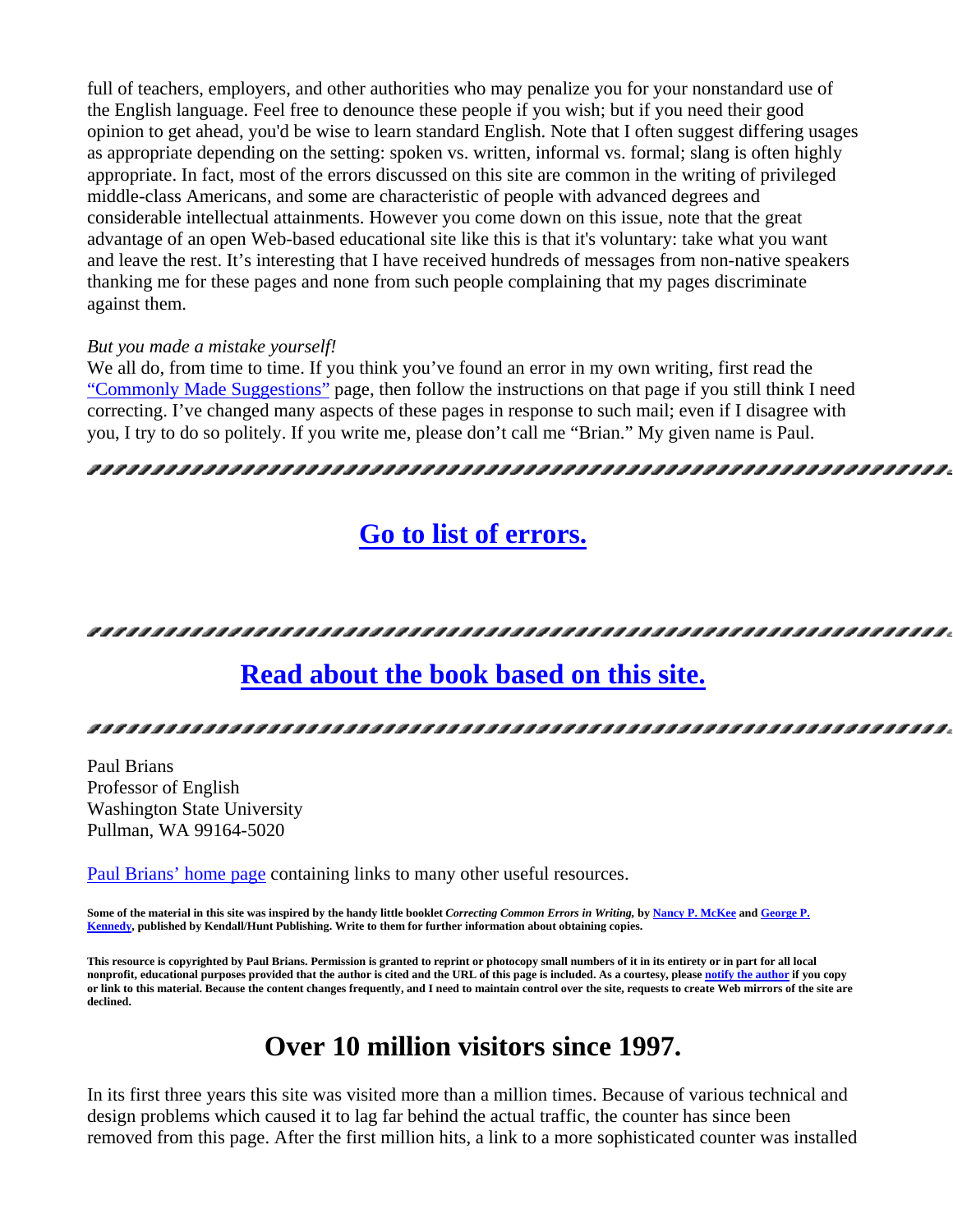full of teachers, employers, and other authorities who may penalize you for your nonstandard use of the English language. Feel free to denounce these people if you wish; but if you need their good opinion to get ahead, you'd be wise to learn standard English. Note that I often suggest differing usages as appropriate depending on the setting: spoken vs. written, informal vs. formal; slang is often highly appropriate. In fact, most of the errors discussed on this site are common in the writing of privileged middle-class Americans, and some are characteristic of people with advanced degrees and considerable intellectual attainments. However you come down on this issue, note that the great advantage of an open Web-based educational site like this is that it's voluntary: take what you want and leave the rest. It's interesting that I have received hundreds of messages from non-native speakers thanking me for these pages and none from such people complaining that my pages discriminate against them.

*But you made a mistake yourself!*
We all do, from time to time. If you think you've found an error in my own writing, first read the "Commonly Made Suggestions" page, then follow the instructions on that page if you still think I need correcting. I've changed many aspects of these pages in response to such mail; even if I disagree with you, I try to do so politely. If you write me, please don't call me "Brian." My given name is Paul.

---

## Go to list of errors.

---

## Read about the book based on this site.

---

Paul Brians
Professor of English
Washington State University
Pullman, WA 99164-5020

Paul Brians' home page containing links to many other useful resources.

**Some of the material in this site was inspired by the handy little booklet *Correcting Common Errors in Writing*, by Nancy P. McKee and George P. Kennedy, published by Kendall/Hunt Publishing. Write to them for further information about obtaining copies.**

**This resource is copyrighted by Paul Brians. Permission is granted to reprint or photocopy small numbers of it in its entirety or in part for all local nonprofit, educational purposes provided that the author is cited and the URL of this page is included. As a courtesy, please notify the author if you copy or link to this material. Because the content changes frequently, and I need to maintain control over the site, requests to create Web mirrors of the site are declined.**

## Over 10 million visitors since 1997.

In its first three years this site was visited more than a million times. Because of various technical and design problems which caused it to lag far behind the actual traffic, the counter has since been removed from this page. After the first million hits, a link to a more sophisticated counter was installed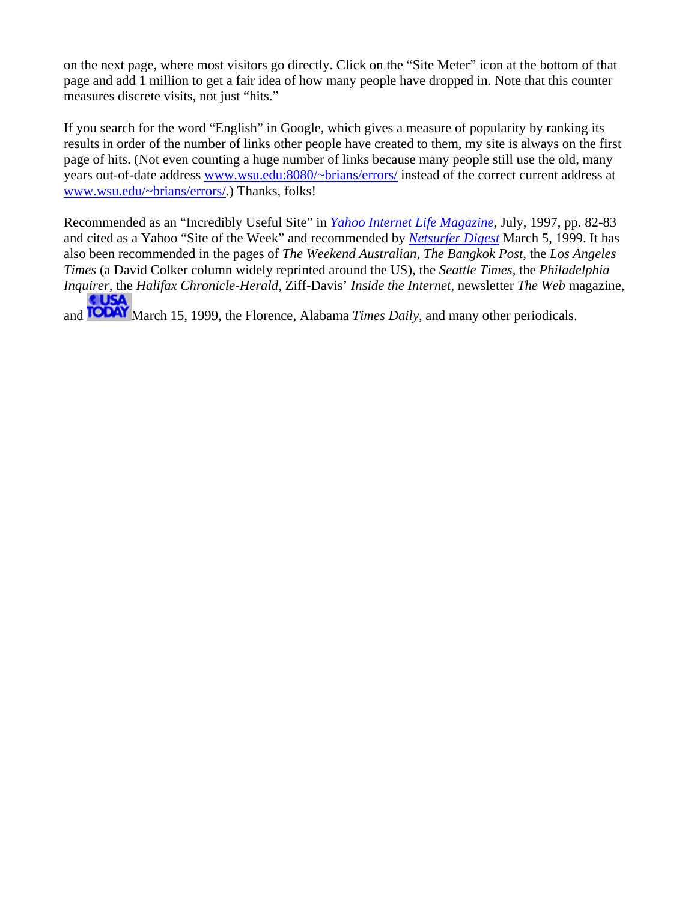on the next page, where most visitors go directly. Click on the "Site Meter" icon at the bottom of that page and add 1 million to get a fair idea of how many people have dropped in. Note that this counter measures discrete visits, not just "hits."

If you search for the word "English" in Google, which gives a measure of popularity by ranking its results in order of the number of links other people have created to them, my site is always on the first page of hits. (Not even counting a huge number of links because many people still use the old, many years out-of-date address www.wsu.edu:8080/~brians/errors/ instead of the correct current address at www.wsu.edu/~brians/errors/.) Thanks, folks!

Recommended as an "Incredibly Useful Site" in *Yahoo Internet Life Magazine*, July, 1997, pp. 82-83 and cited as a Yahoo "Site of the Week" and recommended by *Netsurfer Digest* March 5, 1999. It has also been recommended in the pages of *The Weekend Australian*, *The Bangkok Post,* the *Los Angeles Times* (a David Colker column widely reprinted around the US), the *Seattle Times*, the *Philadelphia Inquirer*, the *Halifax Chronicle-Herald*, Ziff-Davis' *Inside the Internet*, newsletter *The Web* magazine, and USA TODAY March 15, 1999, the Florence, Alabama *Times Daily*, and many other periodicals.